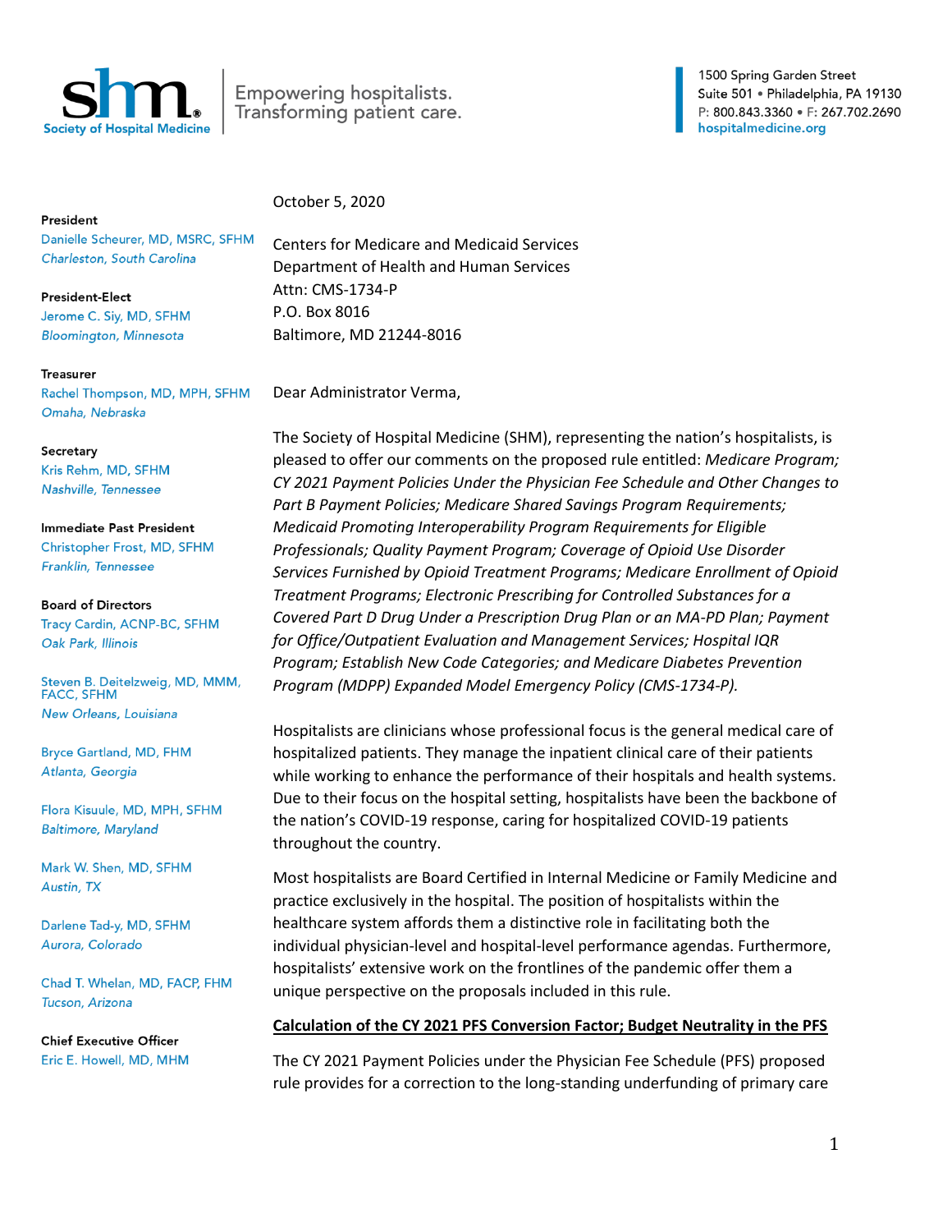**shm** Society of Hospital Medicine

Empowering hospitalists.
Transforming patient care.

1500 Spring Garden Street
Suite 501 • Philadelphia, PA 19130
P: 800.843.3360 • F: 267.702.2690
hospitalmedicine.org

**President**
Danielle Scheurer, MD, MSRC, SFHM
*Charleston, South Carolina*

**President-Elect**
Jerome C. Siy, MD, SFHM
*Bloomington, Minnesota*

**Treasurer**
Rachel Thompson, MD, MPH, SFHM
*Omaha, Nebraska*

**Secretary**
Kris Rehm, MD, SFHM
*Nashville, Tennessee*

**Immediate Past President**
Christopher Frost, MD, SFHM
*Franklin, Tennessee*

**Board of Directors**
Tracy Cardin, ACNP-BC, SFHM
*Oak Park, Illinois*

Steven B. Deitelzweig, MD, MMM, FACC, SFHM
*New Orleans, Louisiana*

Bryce Gartland, MD, FHM
*Atlanta, Georgia*

Flora Kisuule, MD, MPH, SFHM
*Baltimore, Maryland*

Mark W. Shen, MD, SFHM
*Austin, TX*

Darlene Tad-y, MD, SFHM
*Aurora, Colorado*

Chad T. Whelan, MD, FACP, FHM
*Tucson, Arizona*

**Chief Executive Officer**
Eric E. Howell, MD, MHM

October 5, 2020

Centers for Medicare and Medicaid Services
Department of Health and Human Services
Attn: CMS-1734-P
P.O. Box 8016
Baltimore, MD 21244-8016

Dear Administrator Verma,

The Society of Hospital Medicine (SHM), representing the nation's hospitalists, is pleased to offer our comments on the proposed rule entitled: *Medicare Program; CY 2021 Payment Policies Under the Physician Fee Schedule and Other Changes to Part B Payment Policies; Medicare Shared Savings Program Requirements; Medicaid Promoting Interoperability Program Requirements for Eligible Professionals; Quality Payment Program; Coverage of Opioid Use Disorder Services Furnished by Opioid Treatment Programs; Medicare Enrollment of Opioid Treatment Programs; Electronic Prescribing for Controlled Substances for a Covered Part D Drug Under a Prescription Drug Plan or an MA-PD Plan; Payment for Office/Outpatient Evaluation and Management Services; Hospital IQR Program; Establish New Code Categories; and Medicare Diabetes Prevention Program (MDPP) Expanded Model Emergency Policy (CMS-1734-P).*

Hospitalists are clinicians whose professional focus is the general medical care of hospitalized patients. They manage the inpatient clinical care of their patients while working to enhance the performance of their hospitals and health systems. Due to their focus on the hospital setting, hospitalists have been the backbone of the nation's COVID-19 response, caring for hospitalized COVID-19 patients throughout the country.

Most hospitalists are Board Certified in Internal Medicine or Family Medicine and practice exclusively in the hospital. The position of hospitalists within the healthcare system affords them a distinctive role in facilitating both the individual physician-level and hospital-level performance agendas. Furthermore, hospitalists' extensive work on the frontlines of the pandemic offer them a unique perspective on the proposals included in this rule.

## Calculation of the CY 2021 PFS Conversion Factor; Budget Neutrality in the PFS

The CY 2021 Payment Policies under the Physician Fee Schedule (PFS) proposed rule provides for a correction to the long-standing underfunding of primary care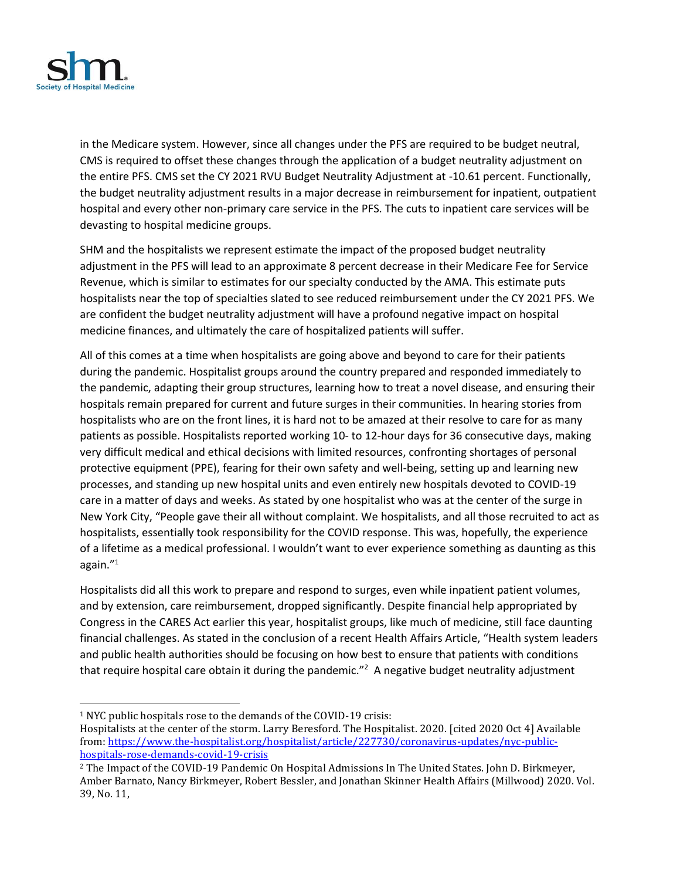in the Medicare system. However, since all changes under the PFS are required to be budget neutral, CMS is required to offset these changes through the application of a budget neutrality adjustment on the entire PFS. CMS set the CY 2021 RVU Budget Neutrality Adjustment at -10.61 percent. Functionally, the budget neutrality adjustment results in a major decrease in reimbursement for inpatient, outpatient hospital and every other non-primary care service in the PFS. The cuts to inpatient care services will be devasting to hospital medicine groups.

SHM and the hospitalists we represent estimate the impact of the proposed budget neutrality adjustment in the PFS will lead to an approximate 8 percent decrease in their Medicare Fee for Service Revenue, which is similar to estimates for our specialty conducted by the AMA. This estimate puts hospitalists near the top of specialties slated to see reduced reimbursement under the CY 2021 PFS. We are confident the budget neutrality adjustment will have a profound negative impact on hospital medicine finances, and ultimately the care of hospitalized patients will suffer.

All of this comes at a time when hospitalists are going above and beyond to care for their patients during the pandemic. Hospitalist groups around the country prepared and responded immediately to the pandemic, adapting their group structures, learning how to treat a novel disease, and ensuring their hospitals remain prepared for current and future surges in their communities. In hearing stories from hospitalists who are on the front lines, it is hard not to be amazed at their resolve to care for as many patients as possible. Hospitalists reported working 10- to 12-hour days for 36 consecutive days, making very difficult medical and ethical decisions with limited resources, confronting shortages of personal protective equipment (PPE), fearing for their own safety and well-being, setting up and learning new processes, and standing up new hospital units and even entirely new hospitals devoted to COVID-19 care in a matter of days and weeks. As stated by one hospitalist who was at the center of the surge in New York City, "People gave their all without complaint. We hospitalists, and all those recruited to act as hospitalists, essentially took responsibility for the COVID response. This was, hopefully, the experience of a lifetime as a medical professional. I wouldn't want to ever experience something as daunting as this again."[1]

Hospitalists did all this work to prepare and respond to surges, even while inpatient patient volumes, and by extension, care reimbursement, dropped significantly. Despite financial help appropriated by Congress in the CARES Act earlier this year, hospitalist groups, like much of medicine, still face daunting financial challenges. As stated in the conclusion of a recent Health Affairs Article, "Health system leaders and public health authorities should be focusing on how best to ensure that patients with conditions that require hospital care obtain it during the pandemic."[2] A negative budget neutrality adjustment

---

[1] NYC public hospitals rose to the demands of the COVID-19 crisis: Hospitalists at the center of the storm. Larry Beresford. The Hospitalist. 2020. [cited 2020 Oct 4] Available from: https://www.the-hospitalist.org/hospitalist/article/227730/coronavirus-updates/nyc-public-hospitals-rose-demands-covid-19-crisis

[2] The Impact of the COVID-19 Pandemic On Hospital Admissions In The United States. John D. Birkmeyer, Amber Barnato, Nancy Birkmeyer, Robert Bessler, and Jonathan Skinner Health Affairs (Millwood) 2020. Vol. 39, No. 11,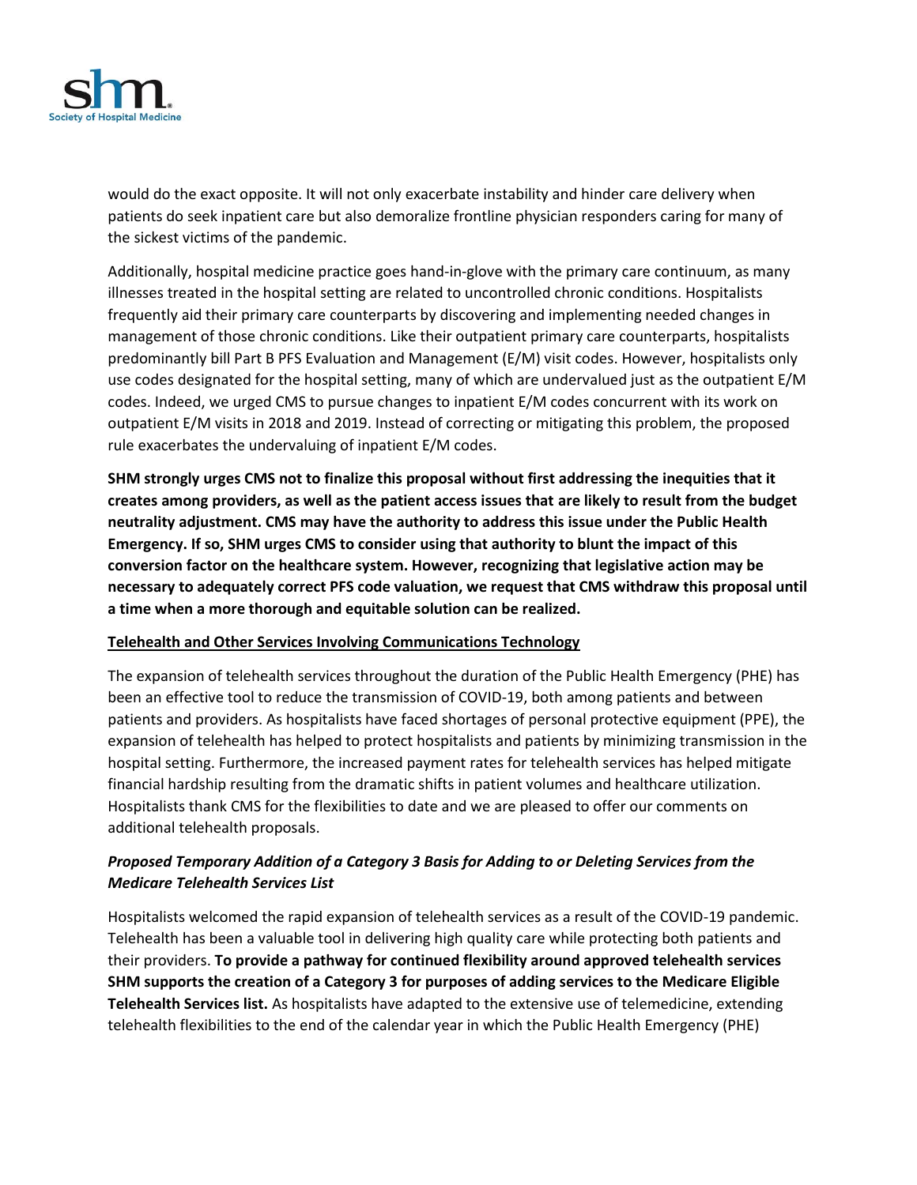would do the exact opposite. It will not only exacerbate instability and hinder care delivery when patients do seek inpatient care but also demoralize frontline physician responders caring for many of the sickest victims of the pandemic.

Additionally, hospital medicine practice goes hand-in-glove with the primary care continuum, as many illnesses treated in the hospital setting are related to uncontrolled chronic conditions. Hospitalists frequently aid their primary care counterparts by discovering and implementing needed changes in management of those chronic conditions. Like their outpatient primary care counterparts, hospitalists predominantly bill Part B PFS Evaluation and Management (E/M) visit codes. However, hospitalists only use codes designated for the hospital setting, many of which are undervalued just as the outpatient E/M codes. Indeed, we urged CMS to pursue changes to inpatient E/M codes concurrent with its work on outpatient E/M visits in 2018 and 2019. Instead of correcting or mitigating this problem, the proposed rule exacerbates the undervaluing of inpatient E/M codes.

**SHM strongly urges CMS not to finalize this proposal without first addressing the inequities that it creates among providers, as well as the patient access issues that are likely to result from the budget neutrality adjustment. CMS may have the authority to address this issue under the Public Health Emergency. If so, SHM urges CMS to consider using that authority to blunt the impact of this conversion factor on the healthcare system. However, recognizing that legislative action may be necessary to adequately correct PFS code valuation, we request that CMS withdraw this proposal until a time when a more thorough and equitable solution can be realized.**

## Telehealth and Other Services Involving Communications Technology

The expansion of telehealth services throughout the duration of the Public Health Emergency (PHE) has been an effective tool to reduce the transmission of COVID-19, both among patients and between patients and providers. As hospitalists have faced shortages of personal protective equipment (PPE), the expansion of telehealth has helped to protect hospitalists and patients by minimizing transmission in the hospital setting. Furthermore, the increased payment rates for telehealth services has helped mitigate financial hardship resulting from the dramatic shifts in patient volumes and healthcare utilization. Hospitalists thank CMS for the flexibilities to date and we are pleased to offer our comments on additional telehealth proposals.

### *Proposed Temporary Addition of a Category 3 Basis for Adding to or Deleting Services from the Medicare Telehealth Services List*

Hospitalists welcomed the rapid expansion of telehealth services as a result of the COVID-19 pandemic. Telehealth has been a valuable tool in delivering high quality care while protecting both patients and their providers. **To provide a pathway for continued flexibility around approved telehealth services SHM supports the creation of a Category 3 for purposes of adding services to the Medicare Eligible Telehealth Services list.** As hospitalists have adapted to the extensive use of telemedicine, extending telehealth flexibilities to the end of the calendar year in which the Public Health Emergency (PHE)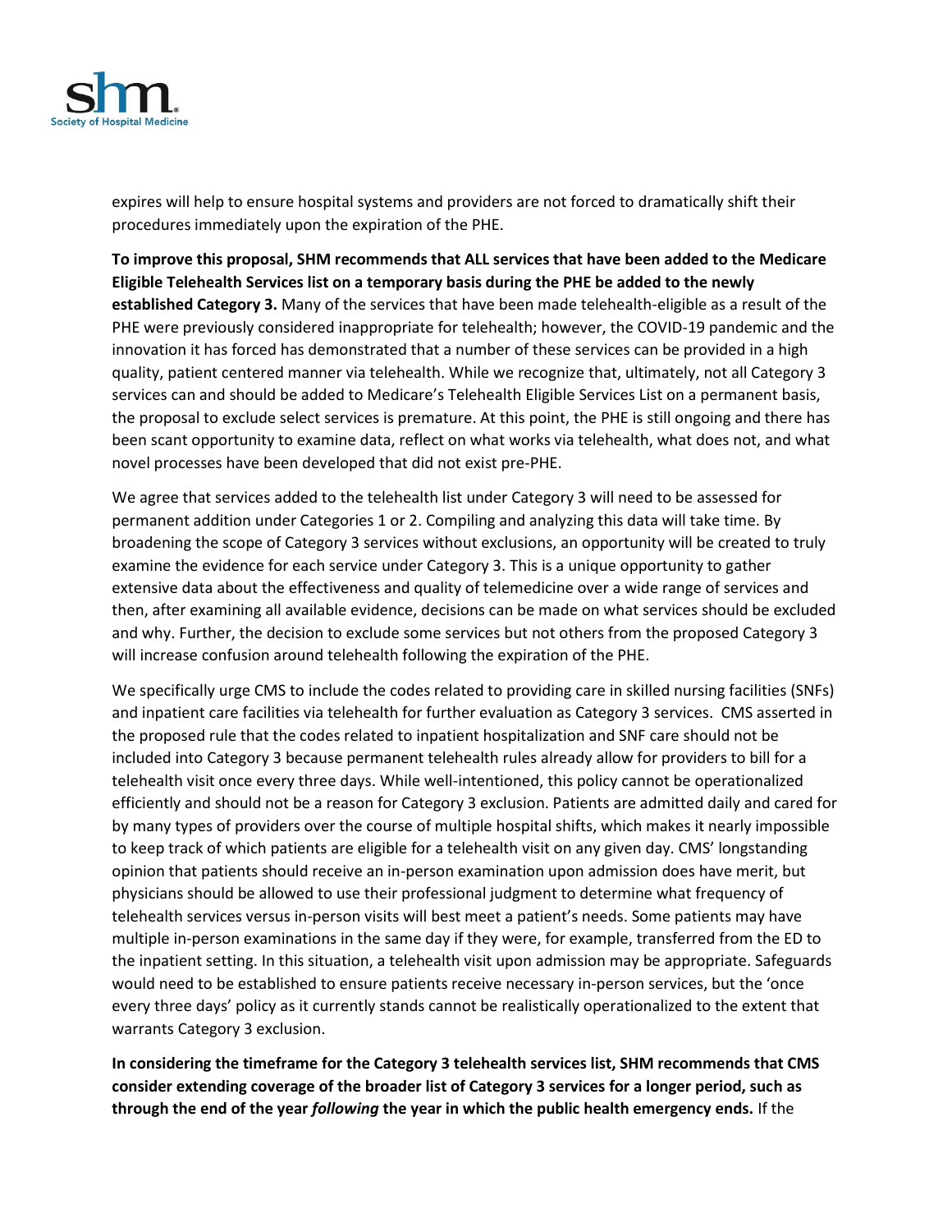expires will help to ensure hospital systems and providers are not forced to dramatically shift their procedures immediately upon the expiration of the PHE.

**To improve this proposal, SHM recommends that ALL services that have been added to the Medicare Eligible Telehealth Services list on a temporary basis during the PHE be added to the newly established Category 3.** Many of the services that have been made telehealth-eligible as a result of the PHE were previously considered inappropriate for telehealth; however, the COVID-19 pandemic and the innovation it has forced has demonstrated that a number of these services can be provided in a high quality, patient centered manner via telehealth. While we recognize that, ultimately, not all Category 3 services can and should be added to Medicare's Telehealth Eligible Services List on a permanent basis, the proposal to exclude select services is premature. At this point, the PHE is still ongoing and there has been scant opportunity to examine data, reflect on what works via telehealth, what does not, and what novel processes have been developed that did not exist pre-PHE.

We agree that services added to the telehealth list under Category 3 will need to be assessed for permanent addition under Categories 1 or 2. Compiling and analyzing this data will take time. By broadening the scope of Category 3 services without exclusions, an opportunity will be created to truly examine the evidence for each service under Category 3. This is a unique opportunity to gather extensive data about the effectiveness and quality of telemedicine over a wide range of services and then, after examining all available evidence, decisions can be made on what services should be excluded and why. Further, the decision to exclude some services but not others from the proposed Category 3 will increase confusion around telehealth following the expiration of the PHE.

We specifically urge CMS to include the codes related to providing care in skilled nursing facilities (SNFs) and inpatient care facilities via telehealth for further evaluation as Category 3 services. CMS asserted in the proposed rule that the codes related to inpatient hospitalization and SNF care should not be included into Category 3 because permanent telehealth rules already allow for providers to bill for a telehealth visit once every three days. While well-intentioned, this policy cannot be operationalized efficiently and should not be a reason for Category 3 exclusion. Patients are admitted daily and cared for by many types of providers over the course of multiple hospital shifts, which makes it nearly impossible to keep track of which patients are eligible for a telehealth visit on any given day. CMS' longstanding opinion that patients should receive an in-person examination upon admission does have merit, but physicians should be allowed to use their professional judgment to determine what frequency of telehealth services versus in-person visits will best meet a patient's needs. Some patients may have multiple in-person examinations in the same day if they were, for example, transferred from the ED to the inpatient setting. In this situation, a telehealth visit upon admission may be appropriate. Safeguards would need to be established to ensure patients receive necessary in-person services, but the 'once every three days' policy as it currently stands cannot be realistically operationalized to the extent that warrants Category 3 exclusion.

**In considering the timeframe for the Category 3 telehealth services list, SHM recommends that CMS consider extending coverage of the broader list of Category 3 services for a longer period, such as through the end of the year *following* the year in which the public health emergency ends.** If the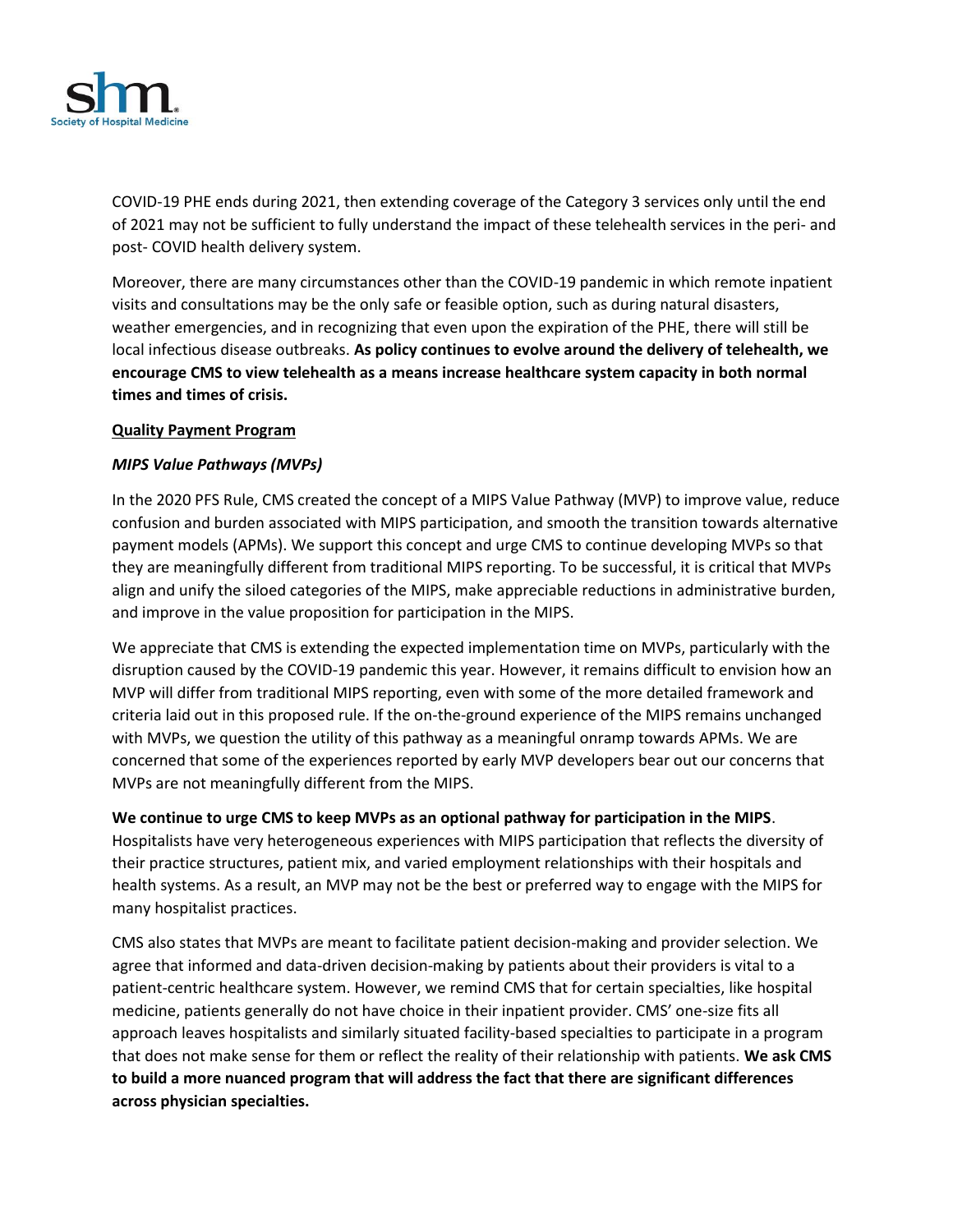COVID-19 PHE ends during 2021, then extending coverage of the Category 3 services only until the end of 2021 may not be sufficient to fully understand the impact of these telehealth services in the peri- and post- COVID health delivery system.

Moreover, there are many circumstances other than the COVID-19 pandemic in which remote inpatient visits and consultations may be the only safe or feasible option, such as during natural disasters, weather emergencies, and in recognizing that even upon the expiration of the PHE, there will still be local infectious disease outbreaks. **As policy continues to evolve around the delivery of telehealth, we encourage CMS to view telehealth as a means increase healthcare system capacity in both normal times and times of crisis.**

## Quality Payment Program

### *MIPS Value Pathways (MVPs)*

In the 2020 PFS Rule, CMS created the concept of a MIPS Value Pathway (MVP) to improve value, reduce confusion and burden associated with MIPS participation, and smooth the transition towards alternative payment models (APMs). We support this concept and urge CMS to continue developing MVPs so that they are meaningfully different from traditional MIPS reporting. To be successful, it is critical that MVPs align and unify the siloed categories of the MIPS, make appreciable reductions in administrative burden, and improve in the value proposition for participation in the MIPS.

We appreciate that CMS is extending the expected implementation time on MVPs, particularly with the disruption caused by the COVID-19 pandemic this year. However, it remains difficult to envision how an MVP will differ from traditional MIPS reporting, even with some of the more detailed framework and criteria laid out in this proposed rule. If the on-the-ground experience of the MIPS remains unchanged with MVPs, we question the utility of this pathway as a meaningful onramp towards APMs. We are concerned that some of the experiences reported by early MVP developers bear out our concerns that MVPs are not meaningfully different from the MIPS.

**We continue to urge CMS to keep MVPs as an optional pathway for participation in the MIPS**. Hospitalists have very heterogeneous experiences with MIPS participation that reflects the diversity of their practice structures, patient mix, and varied employment relationships with their hospitals and health systems. As a result, an MVP may not be the best or preferred way to engage with the MIPS for many hospitalist practices.

CMS also states that MVPs are meant to facilitate patient decision-making and provider selection. We agree that informed and data-driven decision-making by patients about their providers is vital to a patient-centric healthcare system. However, we remind CMS that for certain specialties, like hospital medicine, patients generally do not have choice in their inpatient provider. CMS' one-size fits all approach leaves hospitalists and similarly situated facility-based specialties to participate in a program that does not make sense for them or reflect the reality of their relationship with patients. **We ask CMS to build a more nuanced program that will address the fact that there are significant differences across physician specialties.**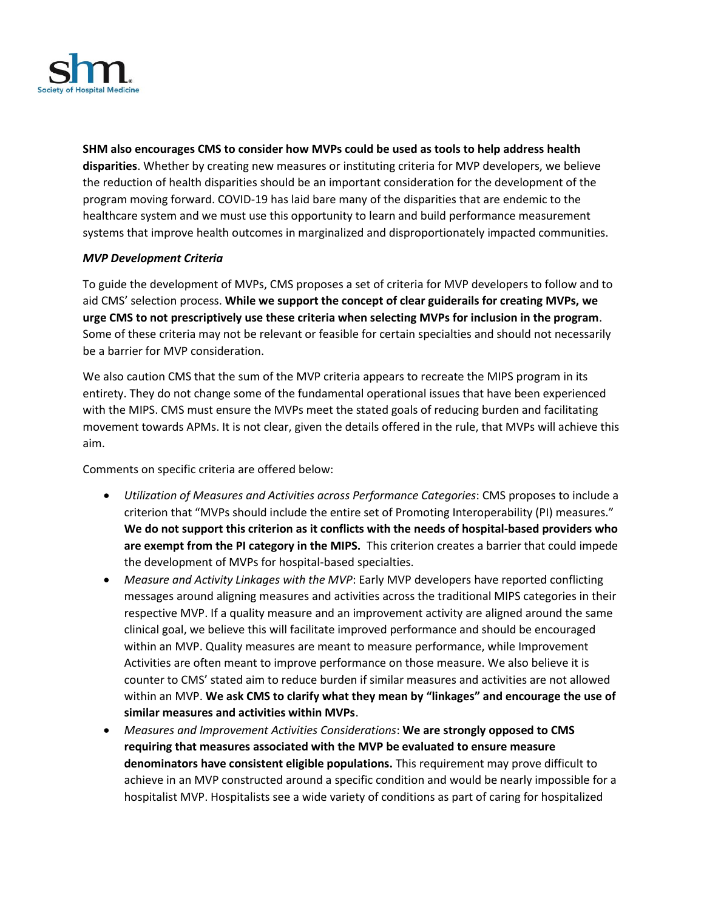**SHM also encourages CMS to consider how MVPs could be used as tools to help address health disparities**. Whether by creating new measures or instituting criteria for MVP developers, we believe the reduction of health disparities should be an important consideration for the development of the program moving forward. COVID-19 has laid bare many of the disparities that are endemic to the healthcare system and we must use this opportunity to learn and build performance measurement systems that improve health outcomes in marginalized and disproportionately impacted communities.

***MVP Development Criteria***

To guide the development of MVPs, CMS proposes a set of criteria for MVP developers to follow and to aid CMS' selection process. **While we support the concept of clear guiderails for creating MVPs, we urge CMS to not prescriptively use these criteria when selecting MVPs for inclusion in the program**. Some of these criteria may not be relevant or feasible for certain specialties and should not necessarily be a barrier for MVP consideration.

We also caution CMS that the sum of the MVP criteria appears to recreate the MIPS program in its entirety. They do not change some of the fundamental operational issues that have been experienced with the MIPS. CMS must ensure the MVPs meet the stated goals of reducing burden and facilitating movement towards APMs. It is not clear, given the details offered in the rule, that MVPs will achieve this aim.

Comments on specific criteria are offered below:

- *Utilization of Measures and Activities across Performance Categories*: CMS proposes to include a criterion that "MVPs should include the entire set of Promoting Interoperability (PI) measures." **We do not support this criterion as it conflicts with the needs of hospital-based providers who are exempt from the PI category in the MIPS.** This criterion creates a barrier that could impede the development of MVPs for hospital-based specialties.
- *Measure and Activity Linkages with the MVP*: Early MVP developers have reported conflicting messages around aligning measures and activities across the traditional MIPS categories in their respective MVP. If a quality measure and an improvement activity are aligned around the same clinical goal, we believe this will facilitate improved performance and should be encouraged within an MVP. Quality measures are meant to measure performance, while Improvement Activities are often meant to improve performance on those measure. We also believe it is counter to CMS' stated aim to reduce burden if similar measures and activities are not allowed within an MVP. **We ask CMS to clarify what they mean by "linkages" and encourage the use of similar measures and activities within MVPs**.
- *Measures and Improvement Activities Considerations*: **We are strongly opposed to CMS requiring that measures associated with the MVP be evaluated to ensure measure denominators have consistent eligible populations.** This requirement may prove difficult to achieve in an MVP constructed around a specific condition and would be nearly impossible for a hospitalist MVP. Hospitalists see a wide variety of conditions as part of caring for hospitalized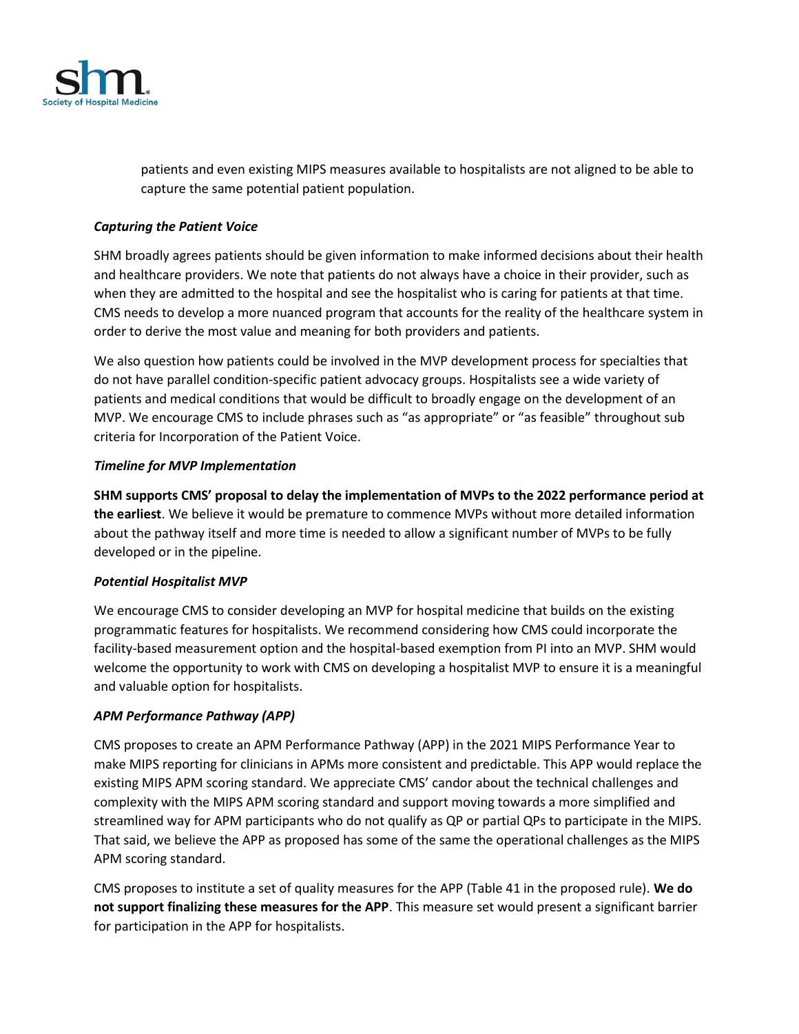patients and even existing MIPS measures available to hospitalists are not aligned to be able to capture the same potential patient population.

***Capturing the Patient Voice***

SHM broadly agrees patients should be given information to make informed decisions about their health and healthcare providers. We note that patients do not always have a choice in their provider, such as when they are admitted to the hospital and see the hospitalist who is caring for patients at that time. CMS needs to develop a more nuanced program that accounts for the reality of the healthcare system in order to derive the most value and meaning for both providers and patients.

We also question how patients could be involved in the MVP development process for specialties that do not have parallel condition-specific patient advocacy groups. Hospitalists see a wide variety of patients and medical conditions that would be difficult to broadly engage on the development of an MVP. We encourage CMS to include phrases such as "as appropriate" or "as feasible" throughout sub criteria for Incorporation of the Patient Voice.

***Timeline for MVP Implementation***

**SHM supports CMS' proposal to delay the implementation of MVPs to the 2022 performance period at the earliest**. We believe it would be premature to commence MVPs without more detailed information about the pathway itself and more time is needed to allow a significant number of MVPs to be fully developed or in the pipeline.

***Potential Hospitalist MVP***

We encourage CMS to consider developing an MVP for hospital medicine that builds on the existing programmatic features for hospitalists. We recommend considering how CMS could incorporate the facility-based measurement option and the hospital-based exemption from PI into an MVP. SHM would welcome the opportunity to work with CMS on developing a hospitalist MVP to ensure it is a meaningful and valuable option for hospitalists.

***APM Performance Pathway (APP)***

CMS proposes to create an APM Performance Pathway (APP) in the 2021 MIPS Performance Year to make MIPS reporting for clinicians in APMs more consistent and predictable. This APP would replace the existing MIPS APM scoring standard. We appreciate CMS' candor about the technical challenges and complexity with the MIPS APM scoring standard and support moving towards a more simplified and streamlined way for APM participants who do not qualify as QP or partial QPs to participate in the MIPS. That said, we believe the APP as proposed has some of the same the operational challenges as the MIPS APM scoring standard.

CMS proposes to institute a set of quality measures for the APP (Table 41 in the proposed rule). **We do not support finalizing these measures for the APP**. This measure set would present a significant barrier for participation in the APP for hospitalists.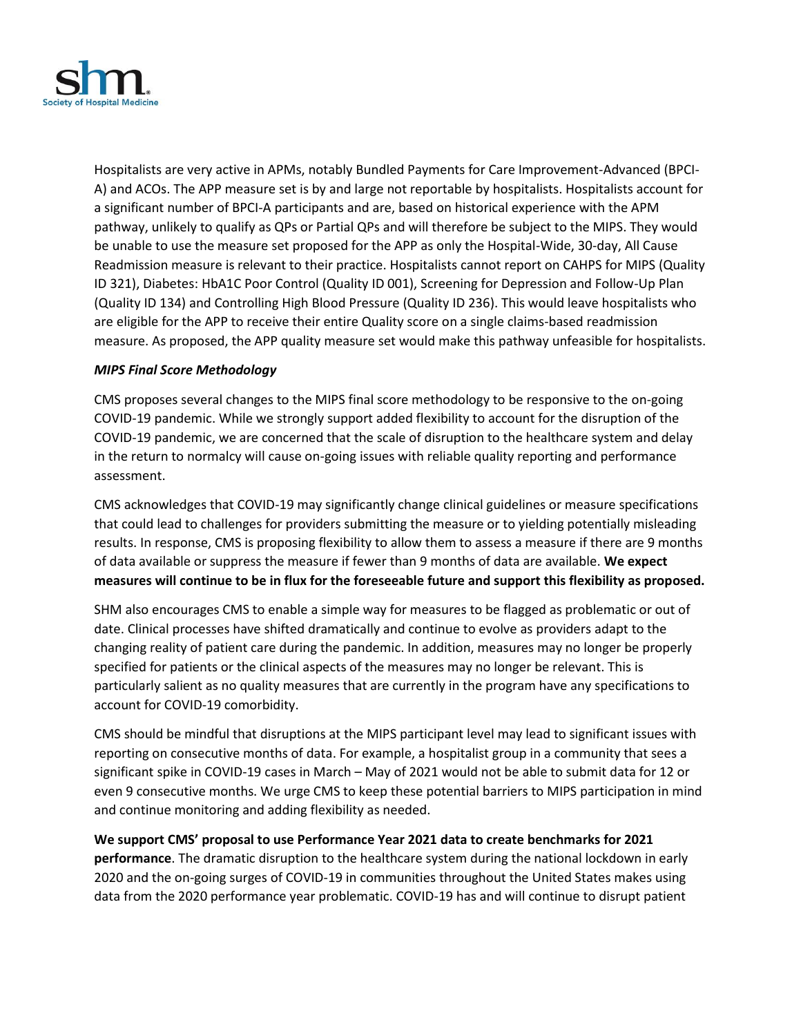Hospitalists are very active in APMs, notably Bundled Payments for Care Improvement-Advanced (BPCI-A) and ACOs. The APP measure set is by and large not reportable by hospitalists. Hospitalists account for a significant number of BPCI-A participants and are, based on historical experience with the APM pathway, unlikely to qualify as QPs or Partial QPs and will therefore be subject to the MIPS. They would be unable to use the measure set proposed for the APP as only the Hospital-Wide, 30-day, All Cause Readmission measure is relevant to their practice. Hospitalists cannot report on CAHPS for MIPS (Quality ID 321), Diabetes: HbA1C Poor Control (Quality ID 001), Screening for Depression and Follow-Up Plan (Quality ID 134) and Controlling High Blood Pressure (Quality ID 236). This would leave hospitalists who are eligible for the APP to receive their entire Quality score on a single claims-based readmission measure. As proposed, the APP quality measure set would make this pathway unfeasible for hospitalists.

***MIPS Final Score Methodology***

CMS proposes several changes to the MIPS final score methodology to be responsive to the on-going COVID-19 pandemic. While we strongly support added flexibility to account for the disruption of the COVID-19 pandemic, we are concerned that the scale of disruption to the healthcare system and delay in the return to normalcy will cause on-going issues with reliable quality reporting and performance assessment.

CMS acknowledges that COVID-19 may significantly change clinical guidelines or measure specifications that could lead to challenges for providers submitting the measure or to yielding potentially misleading results. In response, CMS is proposing flexibility to allow them to assess a measure if there are 9 months of data available or suppress the measure if fewer than 9 months of data are available. **We expect measures will continue to be in flux for the foreseeable future and support this flexibility as proposed.**

SHM also encourages CMS to enable a simple way for measures to be flagged as problematic or out of date. Clinical processes have shifted dramatically and continue to evolve as providers adapt to the changing reality of patient care during the pandemic. In addition, measures may no longer be properly specified for patients or the clinical aspects of the measures may no longer be relevant. This is particularly salient as no quality measures that are currently in the program have any specifications to account for COVID-19 comorbidity.

CMS should be mindful that disruptions at the MIPS participant level may lead to significant issues with reporting on consecutive months of data. For example, a hospitalist group in a community that sees a significant spike in COVID-19 cases in March – May of 2021 would not be able to submit data for 12 or even 9 consecutive months. We urge CMS to keep these potential barriers to MIPS participation in mind and continue monitoring and adding flexibility as needed.

**We support CMS' proposal to use Performance Year 2021 data to create benchmarks for 2021 performance**. The dramatic disruption to the healthcare system during the national lockdown in early 2020 and the on-going surges of COVID-19 in communities throughout the United States makes using data from the 2020 performance year problematic. COVID-19 has and will continue to disrupt patient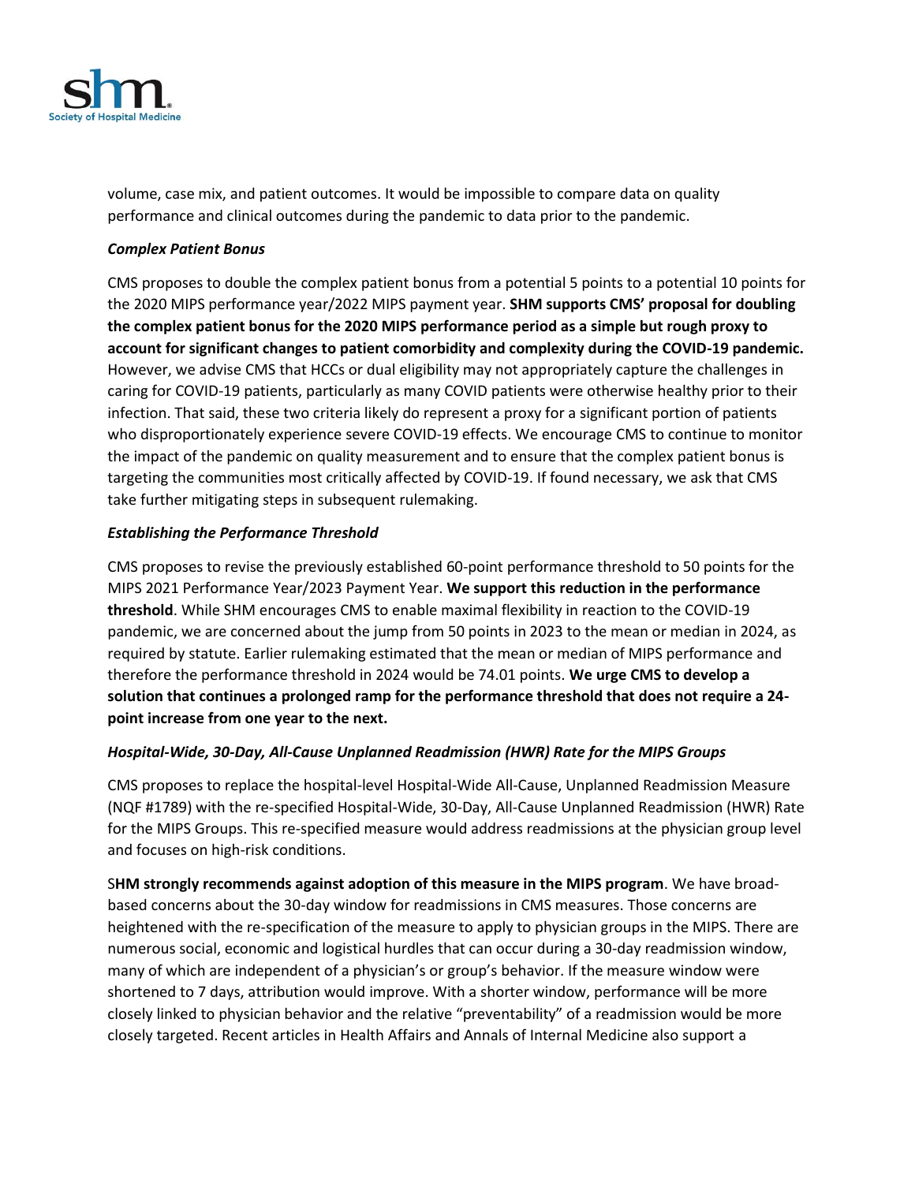volume, case mix, and patient outcomes. It would be impossible to compare data on quality performance and clinical outcomes during the pandemic to data prior to the pandemic.

***Complex Patient Bonus***

CMS proposes to double the complex patient bonus from a potential 5 points to a potential 10 points for the 2020 MIPS performance year/2022 MIPS payment year. **SHM supports CMS' proposal for doubling the complex patient bonus for the 2020 MIPS performance period as a simple but rough proxy to account for significant changes to patient comorbidity and complexity during the COVID-19 pandemic.** However, we advise CMS that HCCs or dual eligibility may not appropriately capture the challenges in caring for COVID-19 patients, particularly as many COVID patients were otherwise healthy prior to their infection. That said, these two criteria likely do represent a proxy for a significant portion of patients who disproportionately experience severe COVID-19 effects. We encourage CMS to continue to monitor the impact of the pandemic on quality measurement and to ensure that the complex patient bonus is targeting the communities most critically affected by COVID-19. If found necessary, we ask that CMS take further mitigating steps in subsequent rulemaking.

***Establishing the Performance Threshold***

CMS proposes to revise the previously established 60-point performance threshold to 50 points for the MIPS 2021 Performance Year/2023 Payment Year. **We support this reduction in the performance threshold**. While SHM encourages CMS to enable maximal flexibility in reaction to the COVID-19 pandemic, we are concerned about the jump from 50 points in 2023 to the mean or median in 2024, as required by statute. Earlier rulemaking estimated that the mean or median of MIPS performance and therefore the performance threshold in 2024 would be 74.01 points. **We urge CMS to develop a solution that continues a prolonged ramp for the performance threshold that does not require a 24-point increase from one year to the next.**

***Hospital-Wide, 30-Day, All-Cause Unplanned Readmission (HWR) Rate for the MIPS Groups***

CMS proposes to replace the hospital-level Hospital-Wide All-Cause, Unplanned Readmission Measure (NQF #1789) with the re-specified Hospital-Wide, 30-Day, All-Cause Unplanned Readmission (HWR) Rate for the MIPS Groups. This re-specified measure would address readmissions at the physician group level and focuses on high-risk conditions.

S**HM strongly recommends against adoption of this measure in the MIPS program**. We have broad-based concerns about the 30-day window for readmissions in CMS measures. Those concerns are heightened with the re-specification of the measure to apply to physician groups in the MIPS. There are numerous social, economic and logistical hurdles that can occur during a 30-day readmission window, many of which are independent of a physician's or group's behavior. If the measure window were shortened to 7 days, attribution would improve. With a shorter window, performance will be more closely linked to physician behavior and the relative "preventability" of a readmission would be more closely targeted. Recent articles in Health Affairs and Annals of Internal Medicine also support a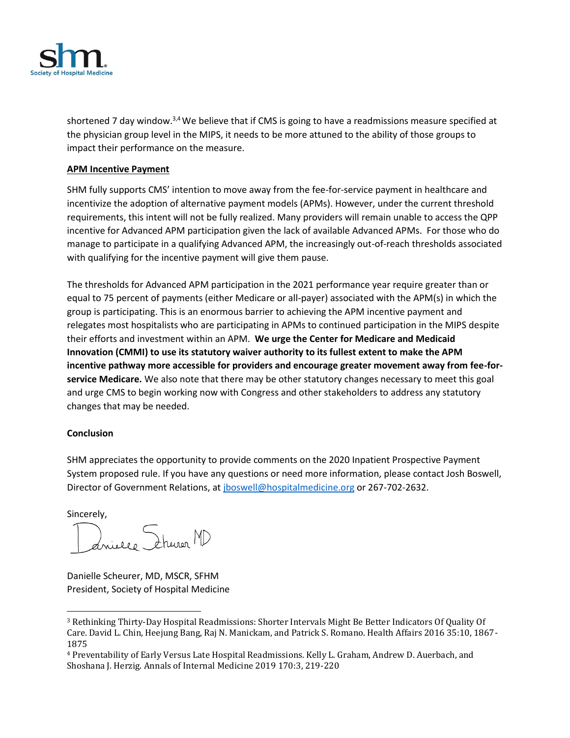shortened 7 day window.[3,4] We believe that if CMS is going to have a readmissions measure specified at the physician group level in the MIPS, it needs to be more attuned to the ability of those groups to impact their performance on the measure.

**APM Incentive Payment**

SHM fully supports CMS' intention to move away from the fee-for-service payment in healthcare and incentivize the adoption of alternative payment models (APMs). However, under the current threshold requirements, this intent will not be fully realized. Many providers will remain unable to access the QPP incentive for Advanced APM participation given the lack of available Advanced APMs. For those who do manage to participate in a qualifying Advanced APM, the increasingly out-of-reach thresholds associated with qualifying for the incentive payment will give them pause.

The thresholds for Advanced APM participation in the 2021 performance year require greater than or equal to 75 percent of payments (either Medicare or all-payer) associated with the APM(s) in which the group is participating. This is an enormous barrier to achieving the APM incentive payment and relegates most hospitalists who are participating in APMs to continued participation in the MIPS despite their efforts and investment within an APM. **We urge the Center for Medicare and Medicaid Innovation (CMMI) to use its statutory waiver authority to its fullest extent to make the APM incentive pathway more accessible for providers and encourage greater movement away from fee-for-service Medicare.** We also note that there may be other statutory changes necessary to meet this goal and urge CMS to begin working now with Congress and other stakeholders to address any statutory changes that may be needed.

**Conclusion**

SHM appreciates the opportunity to provide comments on the 2020 Inpatient Prospective Payment System proposed rule. If you have any questions or need more information, please contact Josh Boswell, Director of Government Relations, at jboswell@hospitalmedicine.org or 267-702-2632.

Sincerely,

Danielle Scheurer MD

Danielle Scheurer, MD, MSCR, SFHM
President, Society of Hospital Medicine

---

[3] Rethinking Thirty-Day Hospital Readmissions: Shorter Intervals Might Be Better Indicators Of Quality Of Care. David L. Chin, Heejung Bang, Raj N. Manickam, and Patrick S. Romano. Health Affairs 2016 35:10, 1867-1875

[4] Preventability of Early Versus Late Hospital Readmissions. Kelly L. Graham, Andrew D. Auerbach, and Shoshana J. Herzig. Annals of Internal Medicine 2019 170:3, 219-220